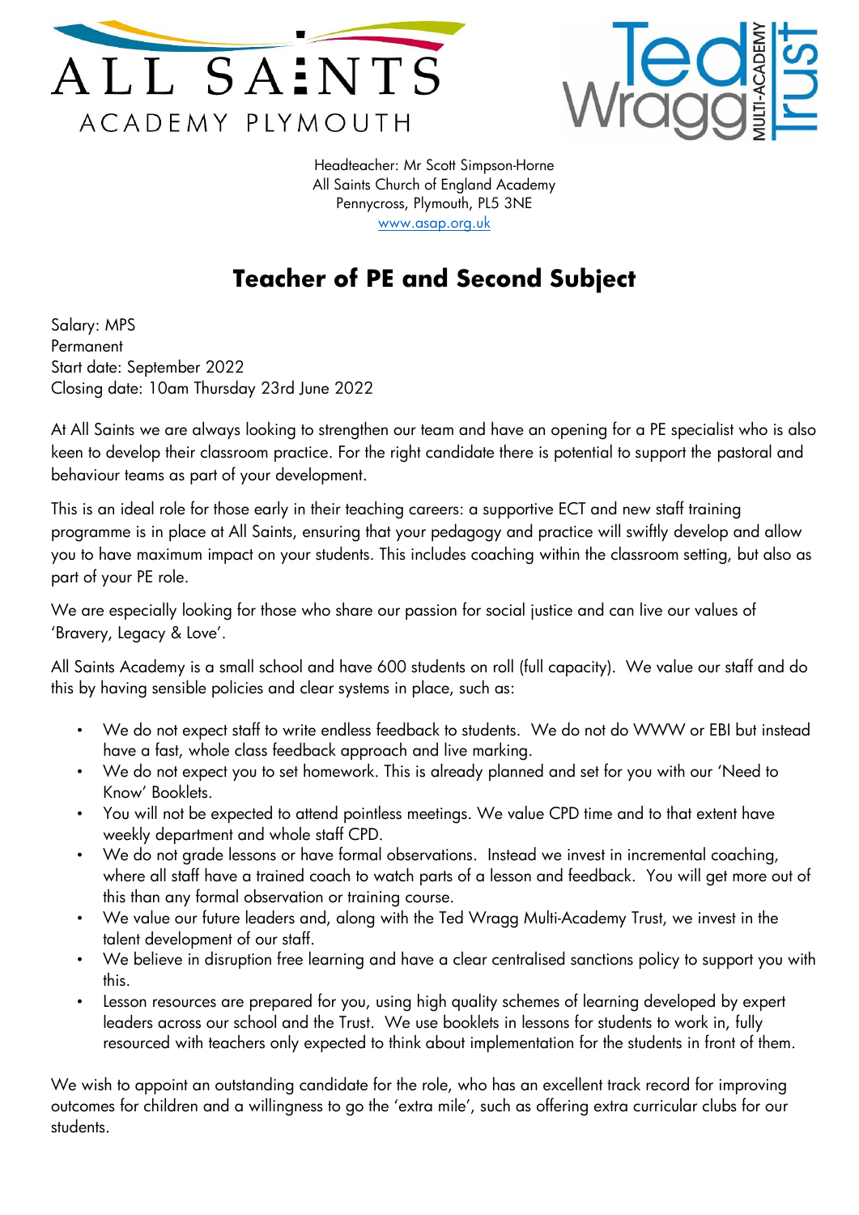ALL SAINTS
ACADEMY PLYMOUTH

Ted Wragg MULTI-ACADEMY Trust

Headteacher: Mr Scott Simpson-Horne
All Saints Church of England Academy
Pennycross, Plymouth, PL5 3NE
www.asap.org.uk

# Teacher of PE and Second Subject

Salary: MPS
Permanent
Start date: September 2022
Closing date: 10am Thursday 23rd June 2022

At All Saints we are always looking to strengthen our team and have an opening for a PE specialist who is also keen to develop their classroom practice. For the right candidate there is potential to support the pastoral and behaviour teams as part of your development.

This is an ideal role for those early in their teaching careers: a supportive ECT and new staff training programme is in place at All Saints, ensuring that your pedagogy and practice will swiftly develop and allow you to have maximum impact on your students. This includes coaching within the classroom setting, but also as part of your PE role.

We are especially looking for those who share our passion for social justice and can live our values of 'Bravery, Legacy & Love'.

All Saints Academy is a small school and have 600 students on roll (full capacity). We value our staff and do this by having sensible policies and clear systems in place, such as:

- We do not expect staff to write endless feedback to students. We do not do WWW or EBI but instead have a fast, whole class feedback approach and live marking.
- We do not expect you to set homework. This is already planned and set for you with our 'Need to Know' Booklets.
- You will not be expected to attend pointless meetings. We value CPD time and to that extent have weekly department and whole staff CPD.
- We do not grade lessons or have formal observations. Instead we invest in incremental coaching, where all staff have a trained coach to watch parts of a lesson and feedback. You will get more out of this than any formal observation or training course.
- We value our future leaders and, along with the Ted Wragg Multi-Academy Trust, we invest in the talent development of our staff.
- We believe in disruption free learning and have a clear centralised sanctions policy to support you with this.
- Lesson resources are prepared for you, using high quality schemes of learning developed by expert leaders across our school and the Trust. We use booklets in lessons for students to work in, fully resourced with teachers only expected to think about implementation for the students in front of them.

We wish to appoint an outstanding candidate for the role, who has an excellent track record for improving outcomes for children and a willingness to go the 'extra mile', such as offering extra curricular clubs for our students.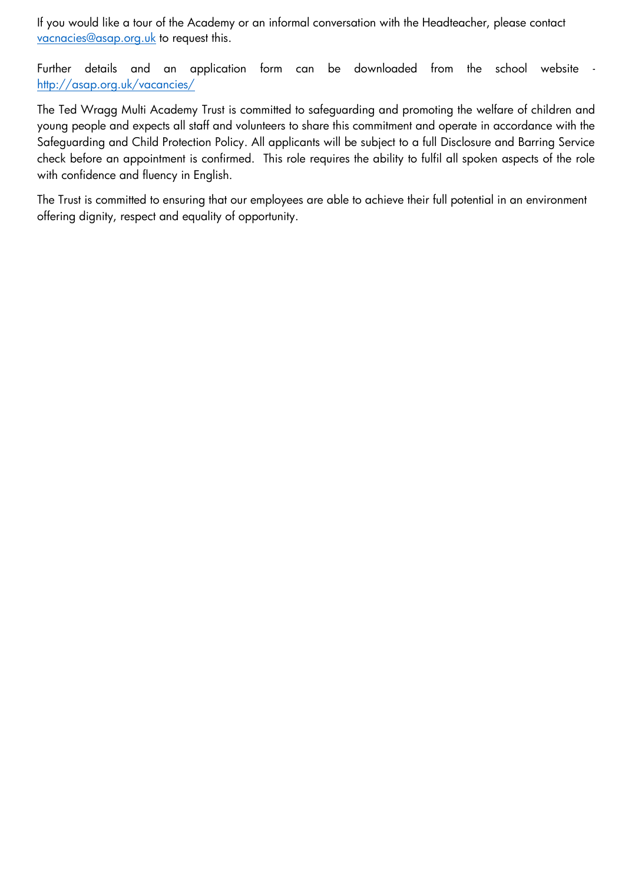If you would like a tour of the Academy or an informal conversation with the Headteacher, please contact [vacnacies@asap.org.uk](mailto:vacnacies@asap.org.uk) to request this.

Further details and an application form can be downloaded from the school website - [http://asap.org.uk/vacancies/](http://asap.org.uk/vacancies/)

The Ted Wragg Multi Academy Trust is committed to safeguarding and promoting the welfare of children and young people and expects all staff and volunteers to share this commitment and operate in accordance with the Safeguarding and Child Protection Policy. All applicants will be subject to a full Disclosure and Barring Service check before an appointment is confirmed. This role requires the ability to fulfil all spoken aspects of the role with confidence and fluency in English.

The Trust is committed to ensuring that our employees are able to achieve their full potential in an environment offering dignity, respect and equality of opportunity.